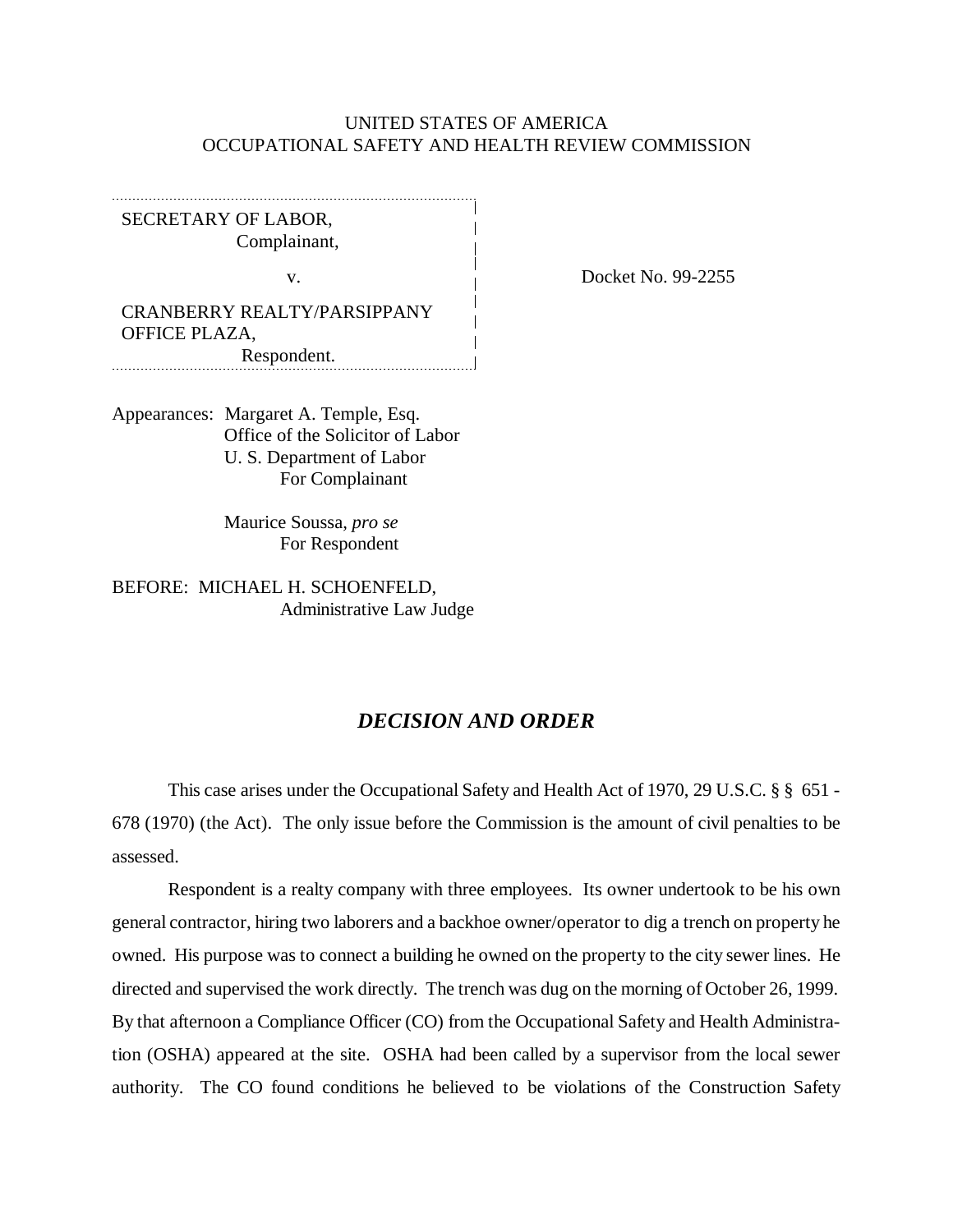UNITED STATES OF AMERICA
OCCUPATIONAL SAFETY AND HEALTH REVIEW COMMISSION

SECRETARY OF LABOR,
Complainant,

v.

CRANBERRY REALTY/PARSIPPANY OFFICE PLAZA,
Respondent.

Docket No. 99-2255

Appearances: Margaret A. Temple, Esq.
Office of the Solicitor of Labor
U. S. Department of Labor
For Complainant

Maurice Soussa, *pro se*
For Respondent

BEFORE: MICHAEL H. SCHOENFELD,
Administrative Law Judge

## *DECISION AND ORDER*

This case arises under the Occupational Safety and Health Act of 1970, 29 U.S.C. § § 651 - 678 (1970) (the Act). The only issue before the Commission is the amount of civil penalties to be assessed.

Respondent is a realty company with three employees. Its owner undertook to be his own general contractor, hiring two laborers and a backhoe owner/operator to dig a trench on property he owned. His purpose was to connect a building he owned on the property to the city sewer lines. He directed and supervised the work directly. The trench was dug on the morning of October 26, 1999. By that afternoon a Compliance Officer (CO) from the Occupational Safety and Health Administration (OSHA) appeared at the site. OSHA had been called by a supervisor from the local sewer authority. The CO found conditions he believed to be violations of the Construction Safety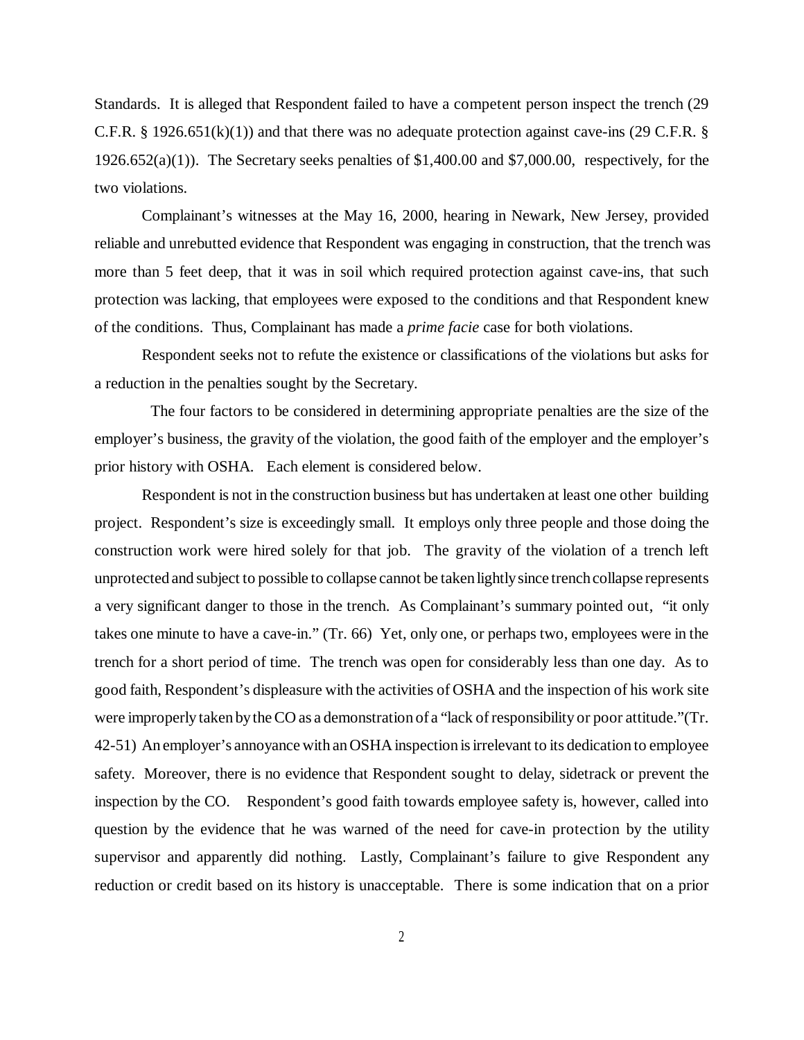Standards. It is alleged that Respondent failed to have a competent person inspect the trench (29 C.F.R. § 1926.651(k)(1)) and that there was no adequate protection against cave-ins (29 C.F.R. § 1926.652(a)(1)). The Secretary seeks penalties of $1,400.00 and $7,000.00, respectively, for the two violations.

Complainant's witnesses at the May 16, 2000, hearing in Newark, New Jersey, provided reliable and unrebutted evidence that Respondent was engaging in construction, that the trench was more than 5 feet deep, that it was in soil which required protection against cave-ins, that such protection was lacking, that employees were exposed to the conditions and that Respondent knew of the conditions. Thus, Complainant has made a *prime facie* case for both violations.

Respondent seeks not to refute the existence or classifications of the violations but asks for a reduction in the penalties sought by the Secretary.

The four factors to be considered in determining appropriate penalties are the size of the employer's business, the gravity of the violation, the good faith of the employer and the employer's prior history with OSHA. Each element is considered below.

Respondent is not in the construction business but has undertaken at least one other building project. Respondent's size is exceedingly small. It employs only three people and those doing the construction work were hired solely for that job. The gravity of the violation of a trench left unprotected and subject to possible to collapse cannot be taken lightly since trench collapse represents a very significant danger to those in the trench. As Complainant's summary pointed out, "it only takes one minute to have a cave-in." (Tr. 66) Yet, only one, or perhaps two, employees were in the trench for a short period of time. The trench was open for considerably less than one day. As to good faith, Respondent's displeasure with the activities of OSHA and the inspection of his work site were improperly taken by the CO as a demonstration of a "lack of responsibility or poor attitude."(Tr. 42-51) An employer's annoyance with an OSHA inspection is irrelevant to its dedication to employee safety. Moreover, there is no evidence that Respondent sought to delay, sidetrack or prevent the inspection by the CO. Respondent's good faith towards employee safety is, however, called into question by the evidence that he was warned of the need for cave-in protection by the utility supervisor and apparently did nothing. Lastly, Complainant's failure to give Respondent any reduction or credit based on its history is unacceptable. There is some indication that on a prior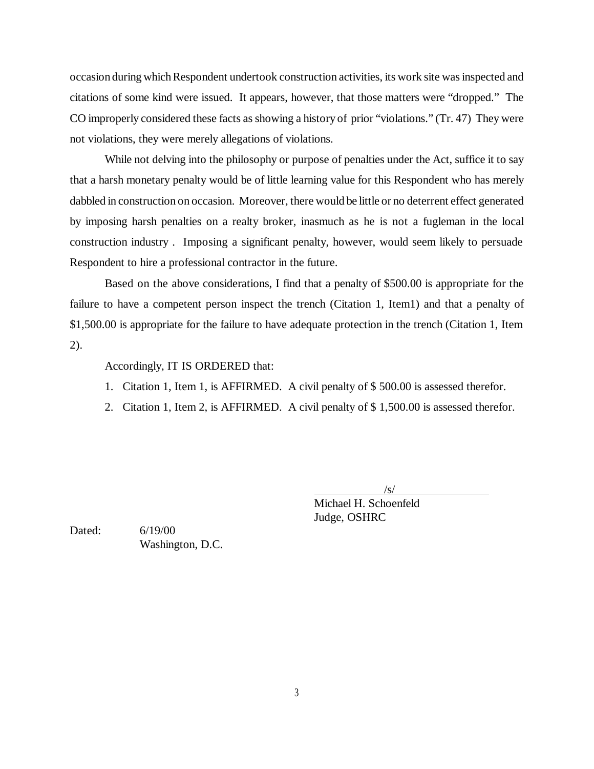occasion during which Respondent undertook construction activities, its work site was inspected and citations of some kind were issued. It appears, however, that those matters were "dropped." The CO improperly considered these facts as showing a history of prior "violations." (Tr. 47) They were not violations, they were merely allegations of violations.

While not delving into the philosophy or purpose of penalties under the Act, suffice it to say that a harsh monetary penalty would be of little learning value for this Respondent who has merely dabbled in construction on occasion. Moreover, there would be little or no deterrent effect generated by imposing harsh penalties on a realty broker, inasmuch as he is not a fugleman in the local construction industry . Imposing a significant penalty, however, would seem likely to persuade Respondent to hire a professional contractor in the future.

Based on the above considerations, I find that a penalty of $500.00 is appropriate for the failure to have a competent person inspect the trench (Citation 1, Item1) and that a penalty of $1,500.00 is appropriate for the failure to have adequate protection in the trench (Citation 1, Item 2).

Accordingly, IT IS ORDERED that:

1. Citation 1, Item 1, is AFFIRMED. A civil penalty of $ 500.00 is assessed therefor.
2. Citation 1, Item 2, is AFFIRMED. A civil penalty of $ 1,500.00 is assessed therefor.

/s/
Michael H. Schoenfeld
Judge, OSHRC

Dated: 6/19/00
Washington, D.C.